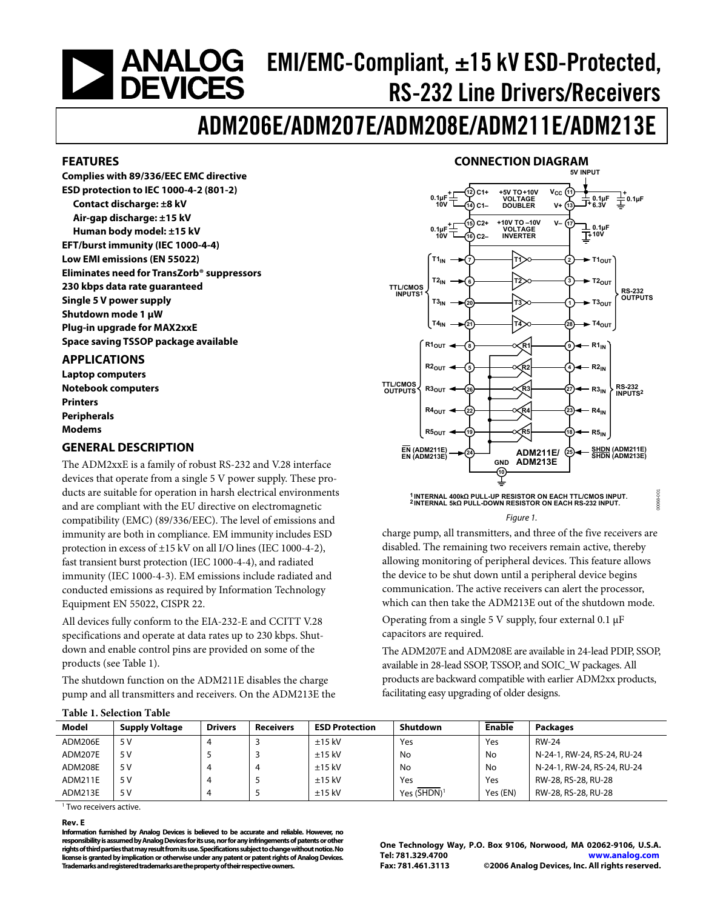# EMI/EMC-Compliant, ±15 kV ESD-Protected, RS-232 Line Drivers/Receivers

# ADM206E/ADM207E/ADM208E/ADM211E/ADM213E

## FEATURES

**Complies with 89/336/EEC EMC directive**
**ESD protection to IEC 1000-4-2 (801-2)**
- **Contact discharge: ±8 kV**
- **Air-gap discharge: ±15 kV**
- **Human body model: ±15 kV**

**EFT/burst immunity (IEC 1000-4-4)**
**Low EMI emissions (EN 55022)**
**Eliminates need for TransZorb® suppressors**
**230 kbps data rate guaranteed**
**Single 5 V power supply**
**Shutdown mode 1 µW**
**Plug-in upgrade for MAX2xxE**
**Space saving TSSOP package available**

## APPLICATIONS

**Laptop computers**
**Notebook computers**
**Printers**
**Peripherals**
**Modems**

## GENERAL DESCRIPTION

The ADM2xxE is a family of robust RS-232 and V.28 interface devices that operate from a single 5 V power supply. These products are suitable for operation in harsh electrical environments and are compliant with the EU directive on electromagnetic compatibility (EMC) (89/336/EEC). The level of emissions and immunity are both in compliance. EM immunity includes ESD protection in excess of ±15 kV on all I/O lines (IEC 1000-4-2), fast transient burst protection (IEC 1000-4-4), and radiated immunity (IEC 1000-4-3). EM emissions include radiated and conducted emissions as required by Information Technology Equipment EN 55022, CISPR 22.

All devices fully conform to the EIA-232-E and CCITT V.28 specifications and operate at data rates up to 230 kbps. Shutdown and enable control pins are provided on some of the products (see Table 1).

The shutdown function on the ADM211E disables the charge pump and all transmitters and receivers. On the ADM213E the charge pump, all transmitters, and three of the five receivers are disabled. The remaining two receivers remain active, thereby allowing monitoring of peripheral devices. This feature allows the device to be shut down until a peripheral device begins communication. The active receivers can alert the processor, which can then take the ADM213E out of the shutdown mode.

Operating from a single 5 V supply, four external 0.1 µF capacitors are required.

The ADM207E and ADM208E are available in 24-lead PDIP, SSOP, available in 28-lead SSOP, TSSOP, and SOIC_W packages. All products are backward compatible with earlier ADM2xx products, facilitating easy upgrading of older designs.

## CONNECTION DIAGRAM

[1] INTERNAL 400kΩ PULL-UP RESISTOR ON EACH TTL/CMOS INPUT.
[2] INTERNAL 5kΩ PULL-DOWN RESISTOR ON EACH RS-232 INPUT.

*Figure 1.*

**Table 1. Selection Table**

| Model | Supply Voltage | Drivers | Receivers | ESD Protection | Shutdown | Enable | Packages |
|---|---|---|---|---|---|---|---|
| ADM206E | 5 V | 4 | 3 | ±15 kV | Yes | Yes | RW-24 |
| ADM207E | 5 V | 5 | 3 | ±15 kV | No | No | N-24-1, RW-24, RS-24, RU-24 |
| ADM208E | 5 V | 4 | 4 | ±15 kV | No | No | N-24-1, RW-24, RS-24, RU-24 |
| ADM211E | 5 V | 4 | 5 | ±15 kV | Yes | Yes | RW-28, RS-28, RU-28 |
| ADM213E | 5 V | 4 | 5 | ±15 kV | Yes (SHDN)[1] | Yes (EN) | RW-28, RS-28, RU-28 |

[1] Two receivers active.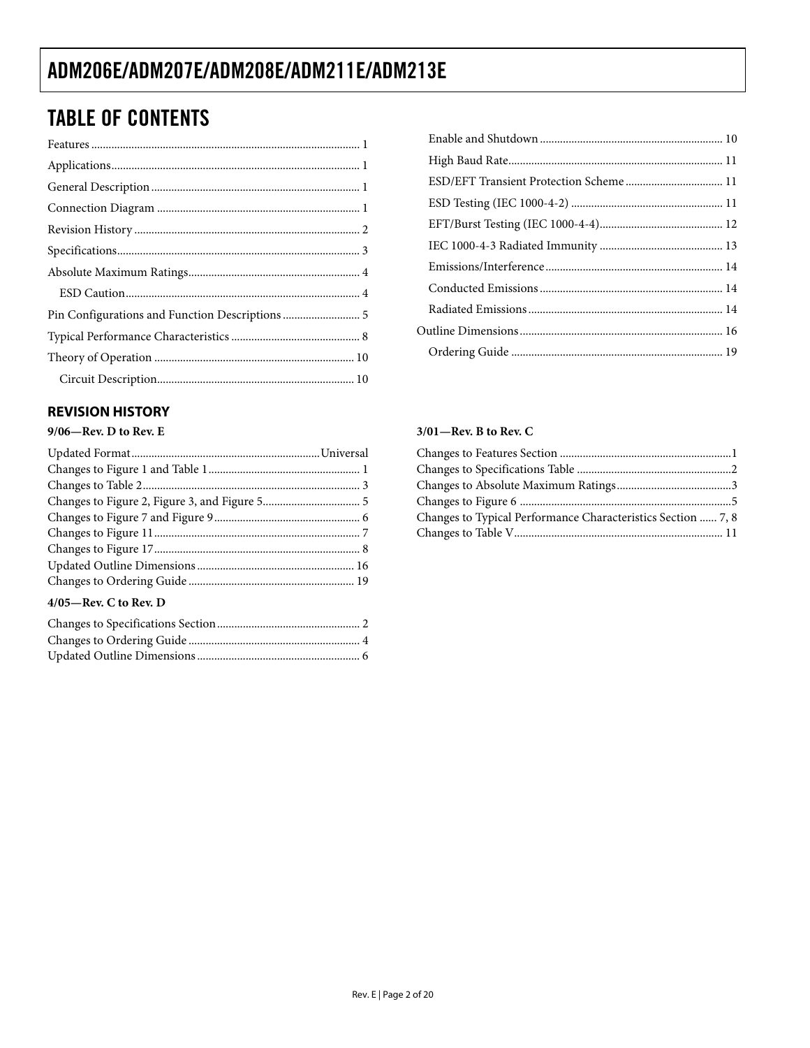## TABLE OF CONTENTS

Features ........................................................ 1
Applications ........................................................ 1
General Description ........................................................ 1
Connection Diagram ........................................................ 1
Revision History ........................................................ 2
Specifications ........................................................ 3
Absolute Maximum Ratings ........................................................ 4
  ESD Caution ........................................................ 4
Pin Configurations and Function Descriptions ........................................................ 5
Typical Performance Characteristics ........................................................ 8
Theory of Operation ........................................................ 10
  Circuit Description ........................................................ 10
  Enable and Shutdown ........................................................ 10
  High Baud Rate ........................................................ 11
  ESD/EFT Transient Protection Scheme ........................................................ 11
  ESD Testing (IEC 1000-4-2) ........................................................ 11
  EFT/Burst Testing (IEC 1000-4-4) ........................................................ 12
  IEC 1000-4-3 Radiated Immunity ........................................................ 13
  Emissions/Interference ........................................................ 14
  Conducted Emissions ........................................................ 14
  Radiated Emissions ........................................................ 14
Outline Dimensions ........................................................ 16
  Ordering Guide ........................................................ 19

### REVISION HISTORY

**9/06—Rev. D to Rev. E**

Updated Format ........................................................ Universal
Changes to Figure 1 and Table 1 ........................................................ 1
Changes to Table 2 ........................................................ 3
Changes to Figure 2, Figure 3, and Figure 5 ........................................................ 5
Changes to Figure 7 and Figure 9 ........................................................ 6
Changes to Figure 11 ........................................................ 7
Changes to Figure 17 ........................................................ 8
Updated Outline Dimensions ........................................................ 16
Changes to Ordering Guide ........................................................ 19

**4/05—Rev. C to Rev. D**

Changes to Specifications Section ........................................................ 2
Changes to Ordering Guide ........................................................ 4
Updated Outline Dimensions ........................................................ 6

**3/01—Rev. B to Rev. C**

Changes to Features Section ........................................................ 1
Changes to Specifications Table ........................................................ 2
Changes to Absolute Maximum Ratings ........................................................ 3
Changes to Figure 6 ........................................................ 5
Changes to Typical Performance Characteristics Section ...... 7, 8
Changes to Table V ........................................................ 11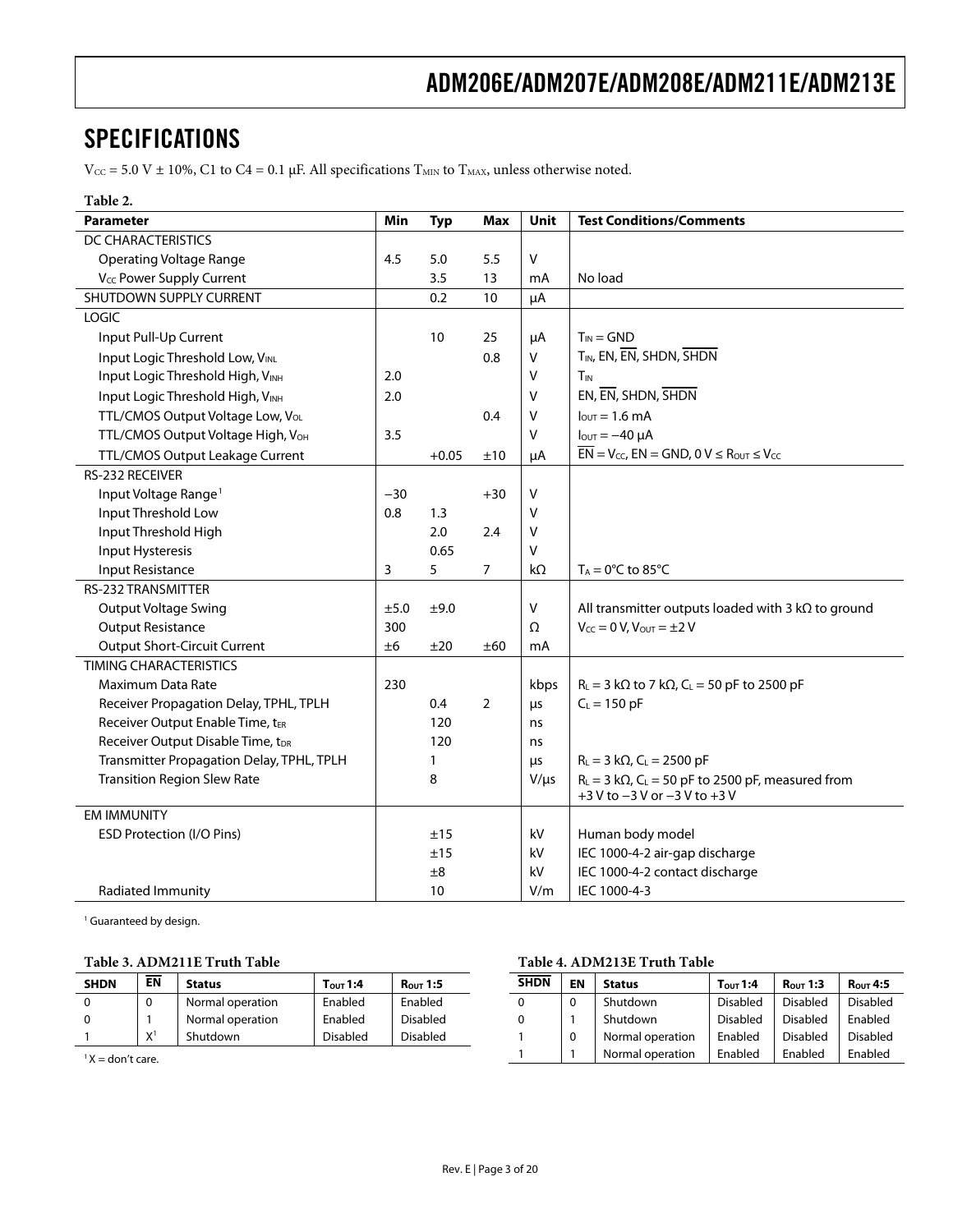## SPECIFICATIONS

$V_{CC}$ = 5.0 V ± 10%, C1 to C4 = 0.1 µF. All specifications $T_{MIN}$ to $T_{MAX}$, unless otherwise noted.

**Table 2.**

| Parameter | Min | Typ | Max | Unit | Test Conditions/Comments |
|---|---|---|---|---|---|
| DC CHARACTERISTICS | | | | | |
| Operating Voltage Range | 4.5 | 5.0 | 5.5 | V | |
| $V_{CC}$ Power Supply Current | | 3.5 | 13 | mA | No load |
| SHUTDOWN SUPPLY CURRENT | | 0.2 | 10 | µA | |
| LOGIC | | | | | |
| Input Pull-Up Current | | 10 | 25 | µA | $T_{IN}$ = GND |
| Input Logic Threshold Low, $V_{INL}$ | | | 0.8 | V | $T_{IN}$, EN, $\overline{EN}$, SHDN, $\overline{SHDN}$ |
| Input Logic Threshold High, $V_{INH}$ | 2.0 | | | V | $T_{IN}$ |
| Input Logic Threshold High, $V_{INH}$ | 2.0 | | | V | EN, $\overline{EN}$, SHDN, $\overline{SHDN}$ |
| TTL/CMOS Output Voltage Low, $V_{OL}$ | | | 0.4 | V | $I_{OUT}$ = 1.6 mA |
| TTL/CMOS Output Voltage High, $V_{OH}$ | 3.5 | | | V | $I_{OUT}$ = −40 µA |
| TTL/CMOS Output Leakage Current | | +0.05 | ±10 | µA | $\overline{EN}$ = $V_{CC}$, EN = GND, 0 V ≤ $R_{OUT}$ ≤ $V_{CC}$ |
| RS-232 RECEIVER | | | | | |
| Input Voltage Range[1] | −30 | | +30 | V | |
| Input Threshold Low | 0.8 | 1.3 | | V | |
| Input Threshold High | | 2.0 | 2.4 | V | |
| Input Hysteresis | | 0.65 | | V | |
| Input Resistance | 3 | 5 | 7 | kΩ | $T_A$ = 0°C to 85°C |
| RS-232 TRANSMITTER | | | | | |
| Output Voltage Swing | ±5.0 | ±9.0 | | V | All transmitter outputs loaded with 3 kΩ to ground |
| Output Resistance | 300 | | | Ω | $V_{CC}$ = 0 V, $V_{OUT}$ = ±2 V |
| Output Short-Circuit Current | ±6 | ±20 | ±60 | mA | |
| TIMING CHARACTERISTICS | | | | | |
| Maximum Data Rate | 230 | | | kbps | $R_L$ = 3 kΩ to 7 kΩ, $C_L$ = 50 pF to 2500 pF |
| Receiver Propagation Delay, TPHL, TPLH | | 0.4 | 2 | µs | $C_L$ = 150 pF |
| Receiver Output Enable Time, $t_{ER}$ | | 120 | | ns | |
| Receiver Output Disable Time, $t_{DR}$ | | 120 | | ns | |
| Transmitter Propagation Delay, TPHL, TPLH | | 1 | | µs | $R_L$ = 3 kΩ, $C_L$ = 2500 pF |
| Transition Region Slew Rate | | 8 | | V/µs | $R_L$ = 3 kΩ, $C_L$ = 50 pF to 2500 pF, measured from +3 V to −3 V or −3 V to +3 V |
| EM IMMUNITY | | | | | |
| ESD Protection (I/O Pins) | | ±15 | | kV | Human body model |
| | | ±15 | | kV | IEC 1000-4-2 air-gap discharge |
| | | ±8 | | kV | IEC 1000-4-2 contact discharge |
| Radiated Immunity | | 10 | | V/m | IEC 1000-4-3 |

[1] Guaranteed by design.

**Table 3. ADM211E Truth Table**

| SHDN | $\overline{EN}$ | Status | $T_{OUT}$ 1:4 | $R_{OUT}$ 1:5 |
|---|---|---|---|---|
| 0 | 0 | Normal operation | Enabled | Enabled |
| 0 | 1 | Normal operation | Enabled | Disabled |
| 1 | X[1] | Shutdown | Disabled | Disabled |

[1] X = don't care.

**Table 4. ADM213E Truth Table**

| $\overline{SHDN}$ | EN | Status | $T_{OUT}$ 1:4 | $R_{OUT}$ 1:3 | $R_{OUT}$ 4:5 |
|---|---|---|---|---|---|
| 0 | 0 | Shutdown | Disabled | Disabled | Disabled |
| 0 | 1 | Shutdown | Disabled | Disabled | Enabled |
| 1 | 0 | Normal operation | Enabled | Disabled | Disabled |
| 1 | 1 | Normal operation | Enabled | Enabled | Enabled |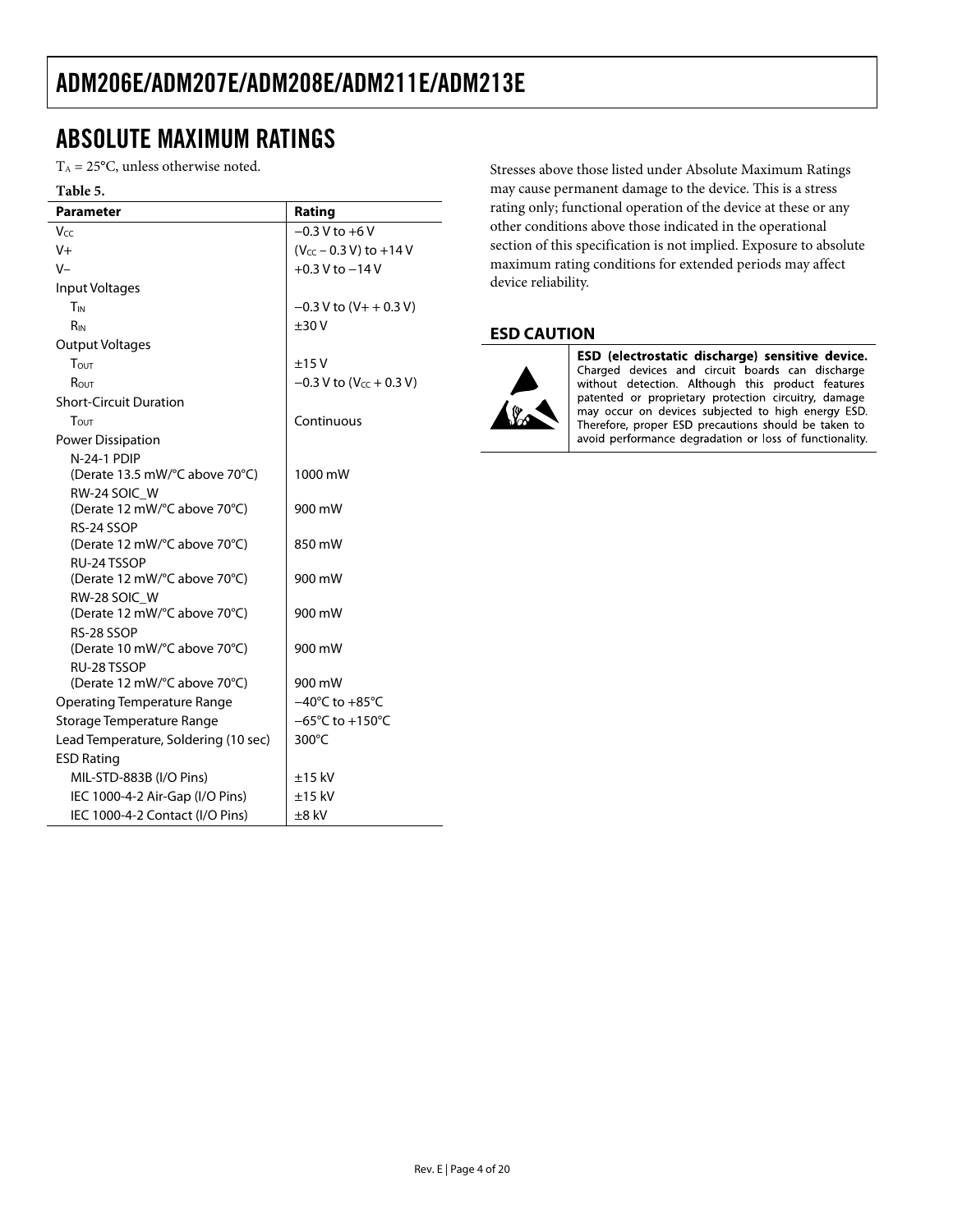# ABSOLUTE MAXIMUM RATINGS

$T_A$ = 25°C, unless otherwise noted.

**Table 5.**

| Parameter | Rating |
|---|---|
| $V_{CC}$ | −0.3 V to +6 V |
| V+ | ($V_{CC}$ − 0.3 V) to +14 V |
| V− | +0.3 V to −14 V |
| Input Voltages | |
| $T_{IN}$ | −0.3 V to (V+ + 0.3 V) |
| $R_{IN}$ | ±30 V |
| Output Voltages | |
| $T_{OUT}$ | ±15 V |
| $R_{OUT}$ | −0.3 V to ($V_{CC}$ + 0.3 V) |
| Short-Circuit Duration | |
| $T_{OUT}$ | Continuous |
| Power Dissipation | |
| N-24-1 PDIP (Derate 13.5 mW/°C above 70°C) | 1000 mW |
| RW-24 SOIC_W (Derate 12 mW/°C above 70°C) | 900 mW |
| RS-24 SSOP (Derate 12 mW/°C above 70°C) | 850 mW |
| RU-24 TSSOP (Derate 12 mW/°C above 70°C) | 900 mW |
| RW-28 SOIC_W (Derate 12 mW/°C above 70°C) | 900 mW |
| RS-28 SSOP (Derate 10 mW/°C above 70°C) | 900 mW |
| RU-28 TSSOP (Derate 12 mW/°C above 70°C) | 900 mW |
| Operating Temperature Range | −40°C to +85°C |
| Storage Temperature Range | −65°C to +150°C |
| Lead Temperature, Soldering (10 sec) | 300°C |
| ESD Rating | |
| MIL-STD-883B (I/O Pins) | ±15 kV |
| IEC 1000-4-2 Air-Gap (I/O Pins) | ±15 kV |
| IEC 1000-4-2 Contact (I/O Pins) | ±8 kV |

Stresses above those listed under Absolute Maximum Ratings may cause permanent damage to the device. This is a stress rating only; functional operation of the device at these or any other conditions above those indicated in the operational section of this specification is not implied. Exposure to absolute maximum rating conditions for extended periods may affect device reliability.

## ESD CAUTION

**ESD (electrostatic discharge) sensitive device.** Charged devices and circuit boards can discharge without detection. Although this product features patented or proprietary protection circuitry, damage may occur on devices subjected to high energy ESD. Therefore, proper ESD precautions should be taken to avoid performance degradation or loss of functionality.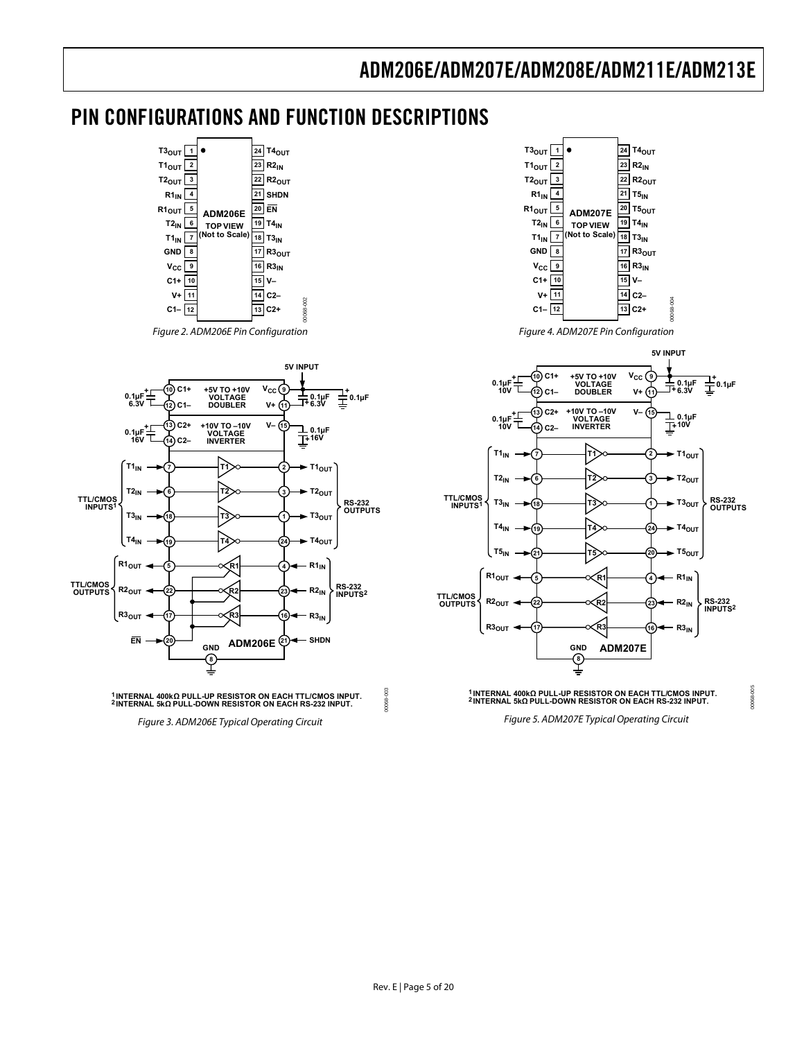# PIN CONFIGURATIONS AND FUNCTION DESCRIPTIONS

| Pin | Name | Pin | Name |
|---|---|---|---|
| 1 | T3OUT | 24 | T4OUT |
| 2 | T1OUT | 23 | R2IN |
| 3 | T2OUT | 22 | R2OUT |
| 4 | R1IN | 21 | SHDN |
| 5 | R1OUT | 20 | EN |
| 6 | T2IN | 19 | T4IN |
| 7 | T1IN | 18 | T3IN |
| 8 | GND | 17 | R3OUT |
| 9 | VCC | 16 | R3IN |
| 10 | C1+ | 15 | V– |
| 11 | V+ | 14 | C2– |
| 12 | C1– | 13 | C2+ |

*Figure 2. ADM206E Pin Configuration*

*Figure 3. ADM206E Typical Operating Circuit*

1 INTERNAL 400kΩ PULL-UP RESISTOR ON EACH TTL/CMOS INPUT.
2 INTERNAL 5kΩ PULL-DOWN RESISTOR ON EACH RS-232 INPUT.

| Pin | Name | Pin | Name |
|---|---|---|---|
| 1 | T3OUT | 24 | T4OUT |
| 2 | T1OUT | 23 | R2IN |
| 3 | T2OUT | 22 | R2OUT |
| 4 | R1IN | 21 | T5IN |
| 5 | R1OUT | 20 | T5OUT |
| 6 | T2IN | 19 | T4IN |
| 7 | T1IN | 18 | T3IN |
| 8 | GND | 17 | R3OUT |
| 9 | VCC | 16 | R3IN |
| 10 | C1+ | 15 | V– |
| 11 | V+ | 14 | C2– |
| 12 | C1– | 13 | C2+ |

*Figure 4. ADM207E Pin Configuration*

*Figure 5. ADM207E Typical Operating Circuit*

1 INTERNAL 400kΩ PULL-UP RESISTOR ON EACH TTL/CMOS INPUT.
2 INTERNAL 5kΩ PULL-DOWN RESISTOR ON EACH RS-232 INPUT.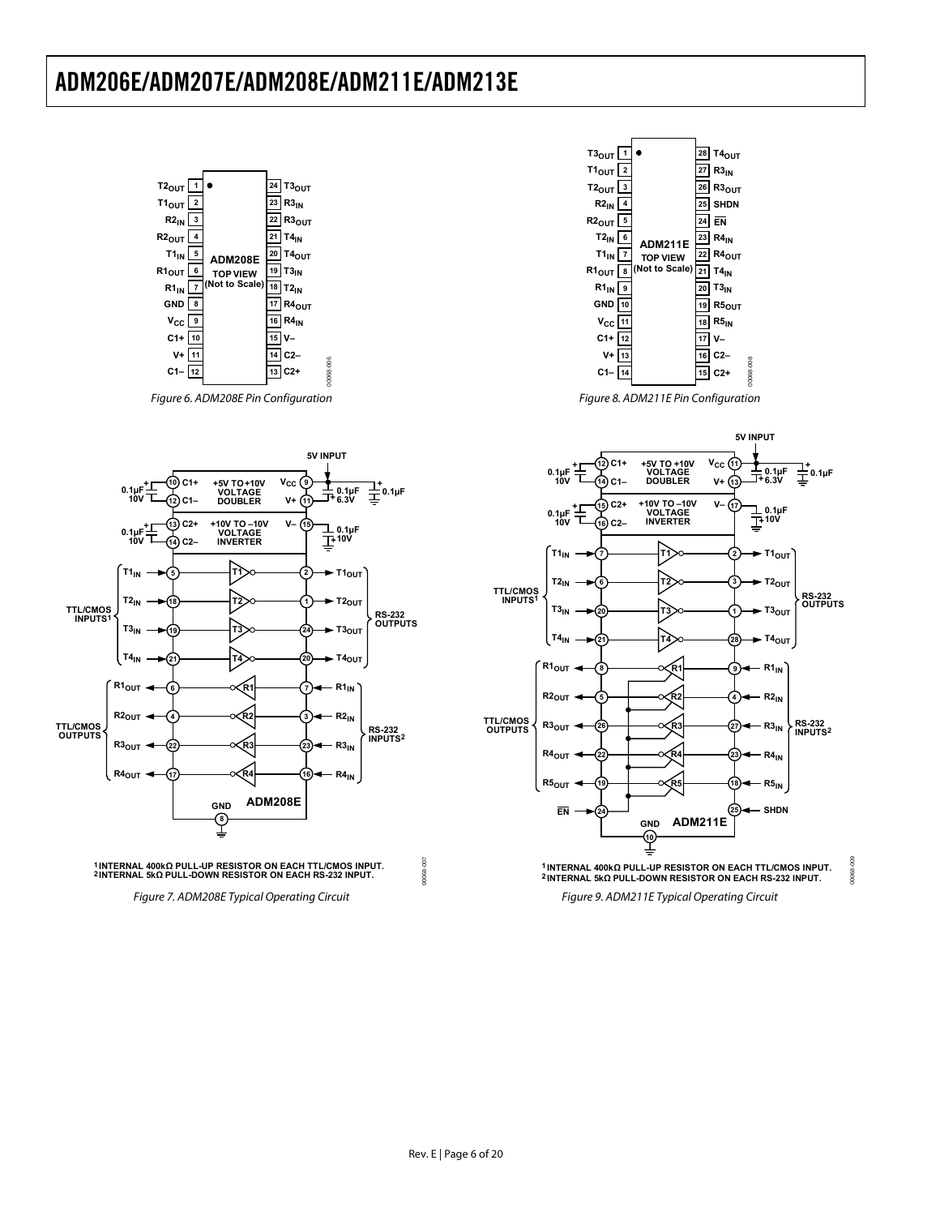Figure 6. ADM208E Pin Configuration

Figure 8. ADM211E Pin Configuration

Figure 7. ADM208E Typical Operating Circuit

Figure 9. ADM211E Typical Operating Circuit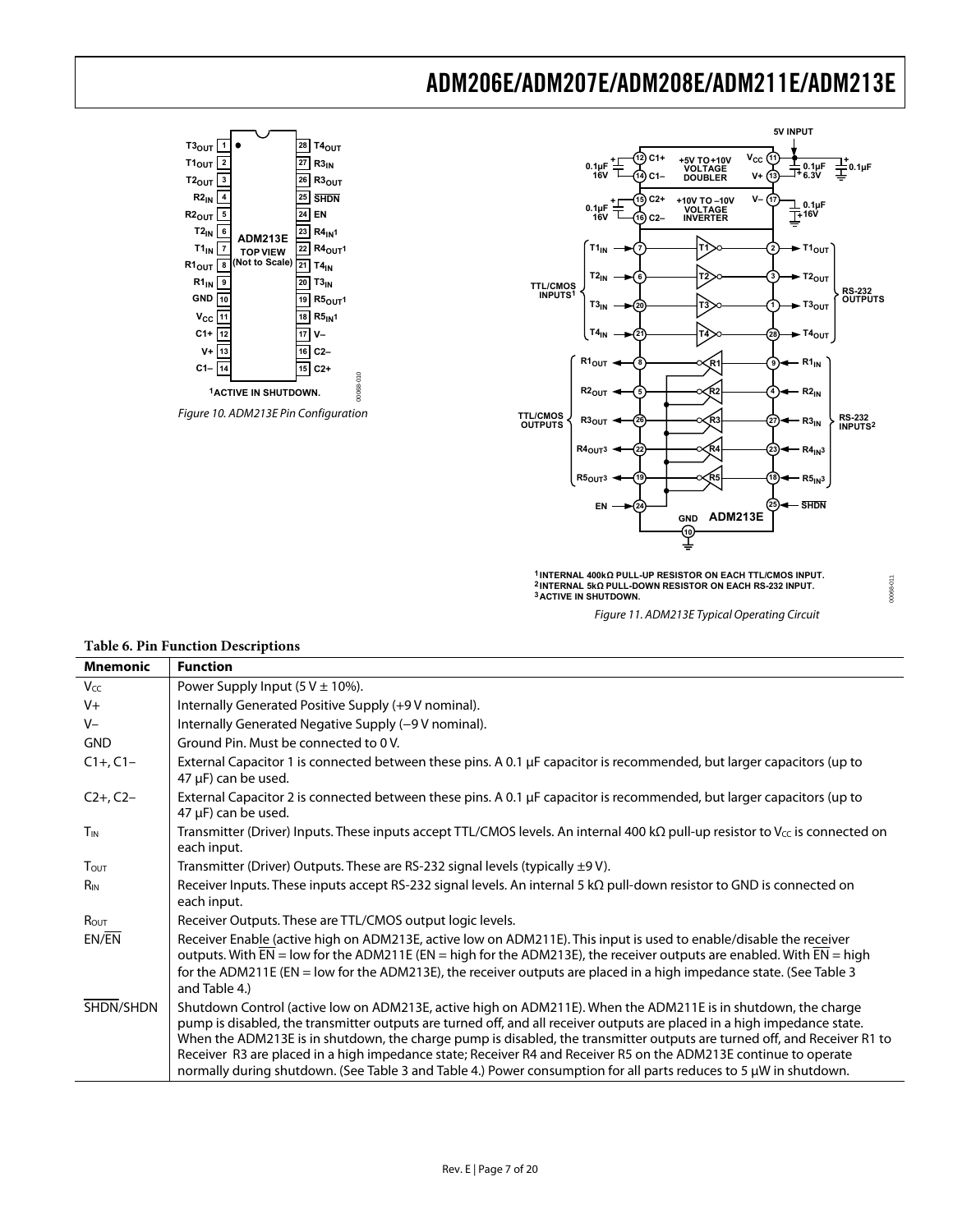Figure 10. ADM213E Pin Configuration

Figure 11. ADM213E Typical Operating Circuit

**Table 6. Pin Function Descriptions**

| Mnemonic | Function |
|---|---|
| $V_{CC}$ | Power Supply Input (5 V ± 10%). |
| V+ | Internally Generated Positive Supply (+9 V nominal). |
| V− | Internally Generated Negative Supply (−9 V nominal). |
| GND | Ground Pin. Must be connected to 0 V. |
| C1+, C1− | External Capacitor 1 is connected between these pins. A 0.1 μF capacitor is recommended, but larger capacitors (up to 47 μF) can be used. |
| C2+, C2− | External Capacitor 2 is connected between these pins. A 0.1 μF capacitor is recommended, but larger capacitors (up to 47 μF) can be used. |
| $T_{IN}$ | Transmitter (Driver) Inputs. These inputs accept TTL/CMOS levels. An internal 400 kΩ pull-up resistor to $V_{CC}$ is connected on each input. |
| $T_{OUT}$ | Transmitter (Driver) Outputs. These are RS-232 signal levels (typically ±9 V). |
| $R_{IN}$ | Receiver Inputs. These inputs accept RS-232 signal levels. An internal 5 kΩ pull-down resistor to GND is connected on each input. |
| $R_{OUT}$ | Receiver Outputs. These are TTL/CMOS output logic levels. |
| EN/$\overline{EN}$ | Receiver Enable (active high on ADM213E, active low on ADM211E). This input is used to enable/disable the receiver outputs. With $\overline{EN}$ = low for the ADM211E (EN = high for the ADM213E), the receiver outputs are enabled. With $\overline{EN}$ = high for the ADM211E (EN = low for the ADM213E), the receiver outputs are placed in a high impedance state. (See Table 3 and Table 4.) |
| $\overline{SHDN}$/SHDN | Shutdown Control (active low on ADM213E, active high on ADM211E). When the ADM211E is in shutdown, the charge pump is disabled, the transmitter outputs are turned off, and all receiver outputs are placed in a high impedance state. When the ADM213E is in shutdown, the charge pump is disabled, the transmitter outputs are turned off, and Receiver R1 to Receiver R3 are placed in a high impedance state; Receiver R4 and Receiver R5 on the ADM213E continue to operate normally during shutdown. (See Table 3 and Table 4.) Power consumption for all parts reduces to 5 μW in shutdown. |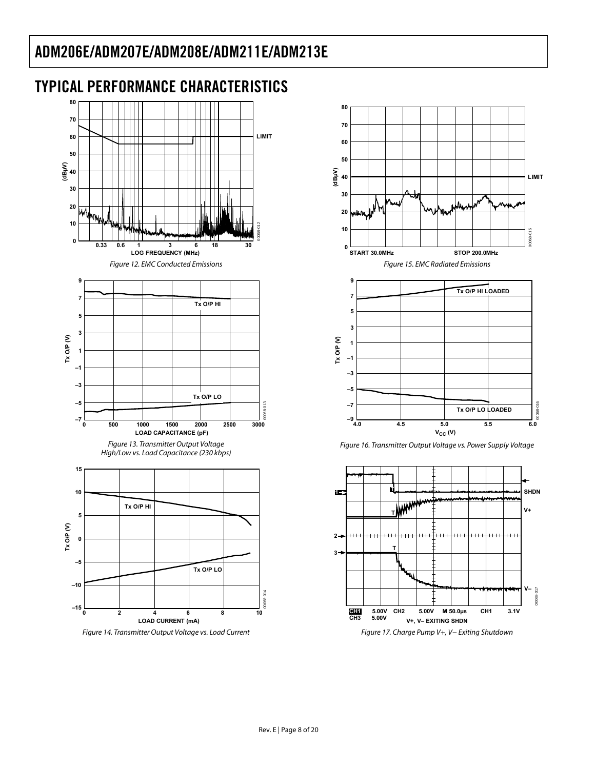## TYPICAL PERFORMANCE CHARACTERISTICS

Figure 12. EMC Conducted Emissions

Figure 13. Transmitter Output Voltage High/Low vs. Load Capacitance (230 kbps)

Figure 14. Transmitter Output Voltage vs. Load Current

Figure 15. EMC Radiated Emissions

Figure 16. Transmitter Output Voltage vs. Power Supply Voltage

Figure 17. Charge Pump V+, V− Exiting Shutdown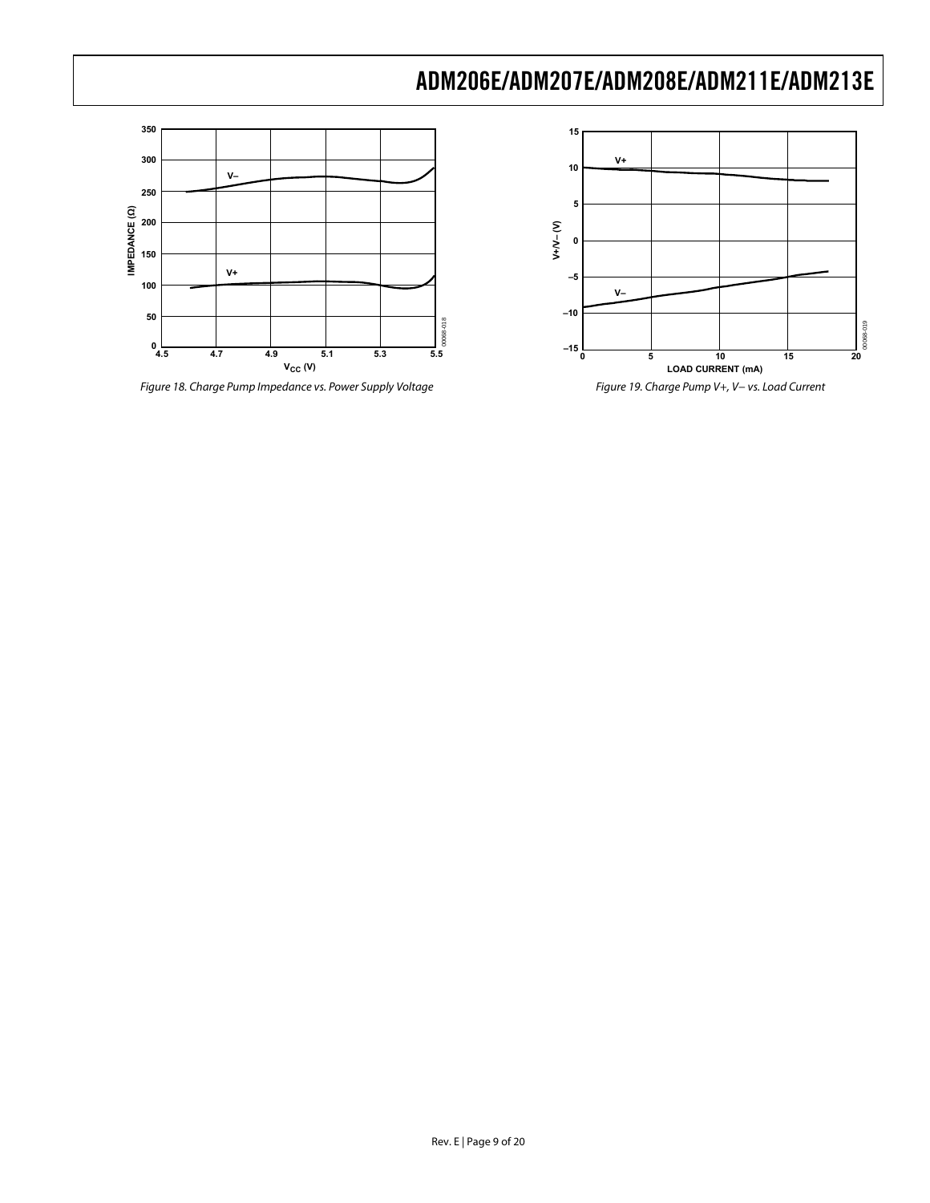Figure 18. Charge Pump Impedance vs. Power Supply Voltage

Figure 19. Charge Pump V+, V− vs. Load Current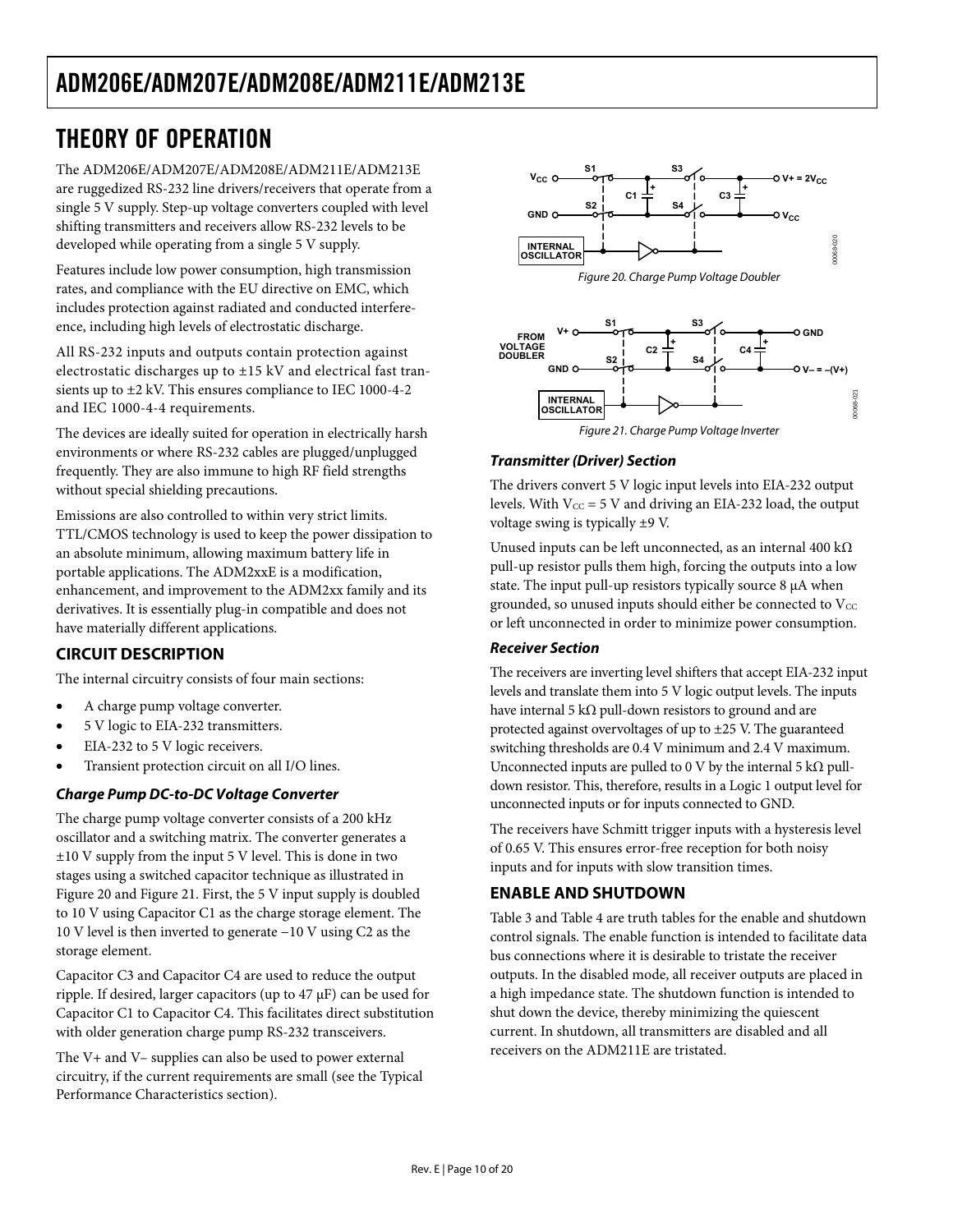# THEORY OF OPERATION

The ADM206E/ADM207E/ADM208E/ADM211E/ADM213E are ruggedized RS-232 line drivers/receivers that operate from a single 5 V supply. Step-up voltage converters coupled with level shifting transmitters and receivers allow RS-232 levels to be developed while operating from a single 5 V supply.

Features include low power consumption, high transmission rates, and compliance with the EU directive on EMC, which includes protection against radiated and conducted interference, including high levels of electrostatic discharge.

All RS-232 inputs and outputs contain protection against electrostatic discharges up to ±15 kV and electrical fast transients up to ±2 kV. This ensures compliance to IEC 1000-4-2 and IEC 1000-4-4 requirements.

The devices are ideally suited for operation in electrically harsh environments or where RS-232 cables are plugged/unplugged frequently. They are also immune to high RF field strengths without special shielding precautions.

Emissions are also controlled to within very strict limits. TTL/CMOS technology is used to keep the power dissipation to an absolute minimum, allowing maximum battery life in portable applications. The ADM2xxE is a modification, enhancement, and improvement to the ADM2xx family and its derivatives. It is essentially plug-in compatible and does not have materially different applications.

## CIRCUIT DESCRIPTION

The internal circuitry consists of four main sections:

- A charge pump voltage converter.
- 5 V logic to EIA-232 transmitters.
- EIA-232 to 5 V logic receivers.
- Transient protection circuit on all I/O lines.

### *Charge Pump DC-to-DC Voltage Converter*

The charge pump voltage converter consists of a 200 kHz oscillator and a switching matrix. The converter generates a ±10 V supply from the input 5 V level. This is done in two stages using a switched capacitor technique as illustrated in Figure 20 and Figure 21. First, the 5 V input supply is doubled to 10 V using Capacitor C1 as the charge storage element. The 10 V level is then inverted to generate −10 V using C2 as the storage element.

Capacitor C3 and Capacitor C4 are used to reduce the output ripple. If desired, larger capacitors (up to 47 μF) can be used for Capacitor C1 to Capacitor C4. This facilitates direct substitution with older generation charge pump RS-232 transceivers.

The V+ and V− supplies can also be used to power external circuitry, if the current requirements are small (see the Typical Performance Characteristics section).

Figure 20. Charge Pump Voltage Doubler

Figure 21. Charge Pump Voltage Inverter

### *Transmitter (Driver) Section*

The drivers convert 5 V logic input levels into EIA-232 output levels. With $V_{CC}$ = 5 V and driving an EIA-232 load, the output voltage swing is typically ±9 V.

Unused inputs can be left unconnected, as an internal 400 kΩ pull-up resistor pulls them high, forcing the outputs into a low state. The input pull-up resistors typically source 8 μA when grounded, so unused inputs should either be connected to $V_{CC}$ or left unconnected in order to minimize power consumption.

### *Receiver Section*

The receivers are inverting level shifters that accept EIA-232 input levels and translate them into 5 V logic output levels. The inputs have internal 5 kΩ pull-down resistors to ground and are protected against overvoltages of up to ±25 V. The guaranteed switching thresholds are 0.4 V minimum and 2.4 V maximum. Unconnected inputs are pulled to 0 V by the internal 5 kΩ pull-down resistor. This, therefore, results in a Logic 1 output level for unconnected inputs or for inputs connected to GND.

The receivers have Schmitt trigger inputs with a hysteresis level of 0.65 V. This ensures error-free reception for both noisy inputs and for inputs with slow transition times.

## ENABLE AND SHUTDOWN

Table 3 and Table 4 are truth tables for the enable and shutdown control signals. The enable function is intended to facilitate data bus connections where it is desirable to tristate the receiver outputs. In the disabled mode, all receiver outputs are placed in a high impedance state. The shutdown function is intended to shut down the device, thereby minimizing the quiescent current. In shutdown, all transmitters are disabled and all receivers on the ADM211E are tristated.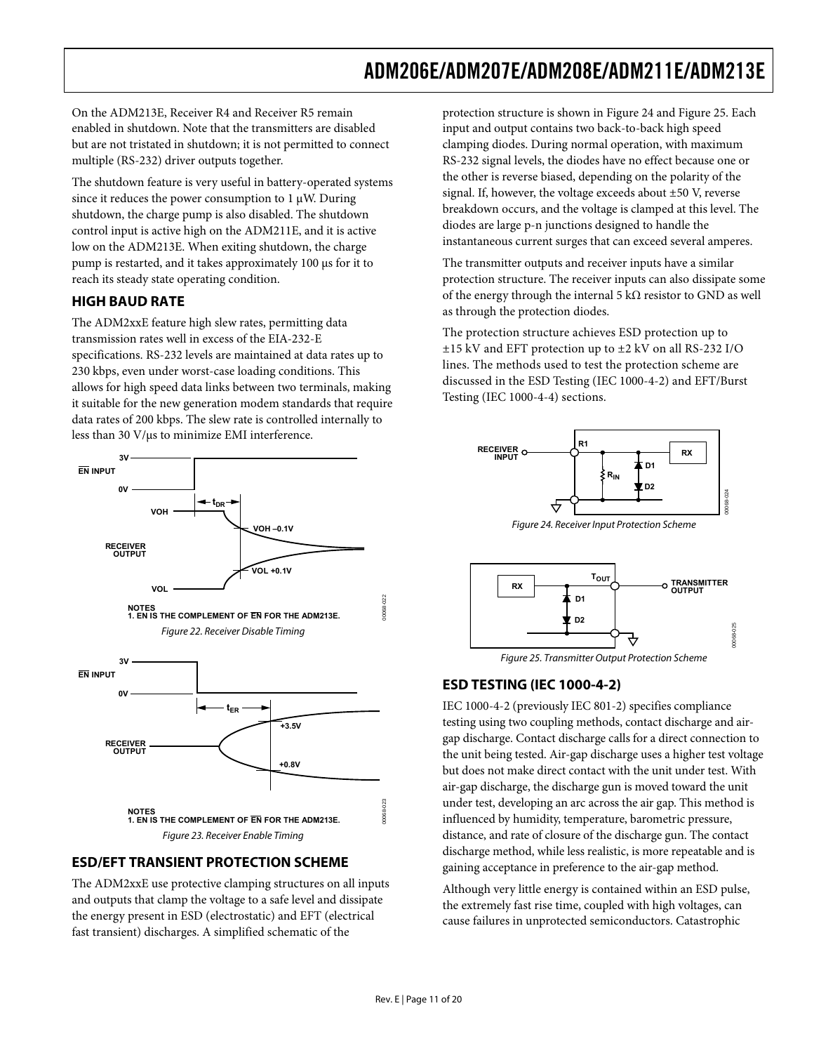On the ADM213E, Receiver R4 and Receiver R5 remain enabled in shutdown. Note that the transmitters are disabled but are not tristated in shutdown; it is not permitted to connect multiple (RS-232) driver outputs together.

The shutdown feature is very useful in battery-operated systems since it reduces the power consumption to 1 µW. During shutdown, the charge pump is also disabled. The shutdown control input is active high on the ADM211E, and it is active low on the ADM213E. When exiting shutdown, the charge pump is restarted, and it takes approximately 100 µs for it to reach its steady state operating condition.

## HIGH BAUD RATE

The ADM2xxE feature high slew rates, permitting data transmission rates well in excess of the EIA-232-E specifications. RS-232 levels are maintained at data rates up to 230 kbps, even under worst-case loading conditions. This allows for high speed data links between two terminals, making it suitable for the new generation modem standards that require data rates of 200 kbps. The slew rate is controlled internally to less than 30 V/µs to minimize EMI interference.

NOTES
1. EN IS THE COMPLEMENT OF EN FOR THE ADM213E.

Figure 22. Receiver Disable Timing

NOTES
1. EN IS THE COMPLEMENT OF EN FOR THE ADM213E.

Figure 23. Receiver Enable Timing

## ESD/EFT TRANSIENT PROTECTION SCHEME

The ADM2xxE use protective clamping structures on all inputs and outputs that clamp the voltage to a safe level and dissipate the energy present in ESD (electrostatic) and EFT (electrical fast transient) discharges. A simplified schematic of the protection structure is shown in Figure 24 and Figure 25. Each input and output contains two back-to-back high speed clamping diodes. During normal operation, with maximum RS-232 signal levels, the diodes have no effect because one or the other is reverse biased, depending on the polarity of the signal. If, however, the voltage exceeds about ±50 V, reverse breakdown occurs, and the voltage is clamped at this level. The diodes are large p-n junctions designed to handle the instantaneous current surges that can exceed several amperes.

The transmitter outputs and receiver inputs have a similar protection structure. The receiver inputs can also dissipate some of the energy through the internal 5 kΩ resistor to GND as well as through the protection diodes.

The protection structure achieves ESD protection up to ±15 kV and EFT protection up to ±2 kV on all RS-232 I/O lines. The methods used to test the protection scheme are discussed in the ESD Testing (IEC 1000-4-2) and EFT/Burst Testing (IEC 1000-4-4) sections.

Figure 24. Receiver Input Protection Scheme

Figure 25. Transmitter Output Protection Scheme

## ESD TESTING (IEC 1000-4-2)

IEC 1000-4-2 (previously IEC 801-2) specifies compliance testing using two coupling methods, contact discharge and air-gap discharge. Contact discharge calls for a direct connection to the unit being tested. Air-gap discharge uses a higher test voltage but does not make direct contact with the unit under test. With air-gap discharge, the discharge gun is moved toward the unit under test, developing an arc across the air gap. This method is influenced by humidity, temperature, barometric pressure, distance, and rate of closure of the discharge gun. The contact discharge method, while less realistic, is more repeatable and is gaining acceptance in preference to the air-gap method.

Although very little energy is contained within an ESD pulse, the extremely fast rise time, coupled with high voltages, can cause failures in unprotected semiconductors. Catastrophic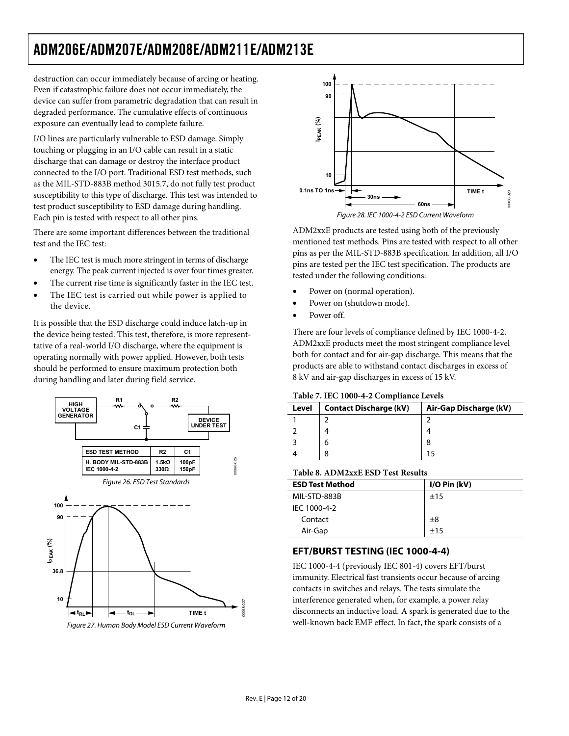destruction can occur immediately because of arcing or heating. Even if catastrophic failure does not occur immediately, the device can suffer from parametric degradation that can result in degraded performance. The cumulative effects of continuous exposure can eventually lead to complete failure.

I/O lines are particularly vulnerable to ESD damage. Simply touching or plugging in an I/O cable can result in a static discharge that can damage or destroy the interface product connected to the I/O port. Traditional ESD test methods, such as the MIL-STD-883B method 3015.7, do not fully test product susceptibility to this type of discharge. This test was intended to test product susceptibility to ESD damage during handling. Each pin is tested with respect to all other pins.

There are some important differences between the traditional test and the IEC test:

- The IEC test is much more stringent in terms of discharge energy. The peak current injected is over four times greater.
- The current rise time is significantly faster in the IEC test.
- The IEC test is carried out while power is applied to the device.

It is possible that the ESD discharge could induce latch-up in the device being tested. This test, therefore, is more representative of a real-world I/O discharge, where the equipment is operating normally with power applied. However, both tests should be performed to ensure maximum protection both during handling and later during field service.

| ESD TEST METHOD | R2 | C1 |
|---|---|---|
| H. BODY MIL-STD-883B | 1.5kΩ | 100pF |
| IEC 1000-4-2 | 330Ω | 150pF |

Figure 26. ESD Test Standards

Figure 27. Human Body Model ESD Current Waveform

Figure 28. IEC 1000-4-2 ESD Current Waveform

ADM2xxE products are tested using both of the previously mentioned test methods. Pins are tested with respect to all other pins as per the MIL-STD-883B specification. In addition, all I/O pins are tested per the IEC test specification. The products are tested under the following conditions:

- Power on (normal operation).
- Power on (shutdown mode).
- Power off.

There are four levels of compliance defined by IEC 1000-4-2. ADM2xxE products meet the most stringent compliance level both for contact and for air-gap discharge. This means that the products are able to withstand contact discharges in excess of 8 kV and air-gap discharges in excess of 15 kV.

**Table 7. IEC 1000-4-2 Compliance Levels**

| Level | Contact Discharge (kV) | Air-Gap Discharge (kV) |
|---|---|---|
| 1 | 2 | 2 |
| 2 | 4 | 4 |
| 3 | 6 | 8 |
| 4 | 8 | 15 |

**Table 8. ADM2xxE ESD Test Results**

| ESD Test Method | I/O Pin (kV) |
|---|---|
| MIL-STD-883B | ±15 |
| IEC 1000-4-2 | |
| Contact | ±8 |
| Air-Gap | ±15 |

## EFT/BURST TESTING (IEC 1000-4-4)

IEC 1000-4-4 (previously IEC 801-4) covers EFT/burst immunity. Electrical fast transients occur because of arcing contacts in switches and relays. The tests simulate the interference generated when, for example, a power relay disconnects an inductive load. A spark is generated due to the well-known back EMF effect. In fact, the spark consists of a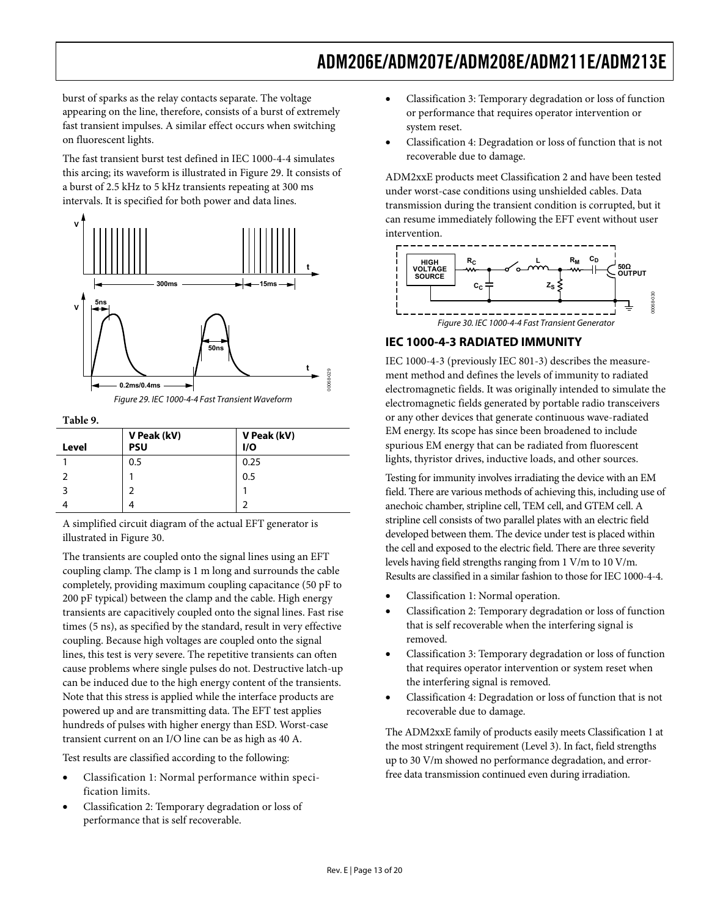burst of sparks as the relay contacts separate. The voltage appearing on the line, therefore, consists of a burst of extremely fast transient impulses. A similar effect occurs when switching on fluorescent lights.

The fast transient burst test defined in IEC 1000-4-4 simulates this arcing; its waveform is illustrated in Figure 29. It consists of a burst of 2.5 kHz to 5 kHz transients repeating at 300 ms intervals. It is specified for both power and data lines.

*Figure 29. IEC 1000-4-4 Fast Transient Waveform*

**Table 9.**

| Level | V Peak (kV) PSU | V Peak (kV) I/O |
|---|---|---|
| 1 | 0.5 | 0.25 |
| 2 | 1 | 0.5 |
| 3 | 2 | 1 |
| 4 | 4 | 2 |

A simplified circuit diagram of the actual EFT generator is illustrated in Figure 30.

The transients are coupled onto the signal lines using an EFT coupling clamp. The clamp is 1 m long and surrounds the cable completely, providing maximum coupling capacitance (50 pF to 200 pF typical) between the clamp and the cable. High energy transients are capacitively coupled onto the signal lines. Fast rise times (5 ns), as specified by the standard, result in very effective coupling. Because high voltages are coupled onto the signal lines, this test is very severe. The repetitive transients can often cause problems where single pulses do not. Destructive latch-up can be induced due to the high energy content of the transients. Note that this stress is applied while the interface products are powered up and are transmitting data. The EFT test applies hundreds of pulses with higher energy than ESD. Worst-case transient current on an I/O line can be as high as 40 A.

Test results are classified according to the following:

- Classification 1: Normal performance within specification limits.
- Classification 2: Temporary degradation or loss of performance that is self recoverable.
- Classification 3: Temporary degradation or loss of function or performance that requires operator intervention or system reset.
- Classification 4: Degradation or loss of function that is not recoverable due to damage.

ADM2xxE products meet Classification 2 and have been tested under worst-case conditions using unshielded cables. Data transmission during the transient condition is corrupted, but it can resume immediately following the EFT event without user intervention.

*Figure 30. IEC 1000-4-4 Fast Transient Generator*

## IEC 1000-4-3 RADIATED IMMUNITY

IEC 1000-4-3 (previously IEC 801-3) describes the measurement method and defines the levels of immunity to radiated electromagnetic fields. It was originally intended to simulate the electromagnetic fields generated by portable radio transceivers or any other devices that generate continuous wave-radiated EM energy. Its scope has since been broadened to include spurious EM energy that can be radiated from fluorescent lights, thyristor drives, inductive loads, and other sources.

Testing for immunity involves irradiating the device with an EM field. There are various methods of achieving this, including use of anechoic chamber, stripline cell, TEM cell, and GTEM cell. A stripline cell consists of two parallel plates with an electric field developed between them. The device under test is placed within the cell and exposed to the electric field. There are three severity levels having field strengths ranging from 1 V/m to 10 V/m. Results are classified in a similar fashion to those for IEC 1000-4-4.

- Classification 1: Normal operation.
- Classification 2: Temporary degradation or loss of function that is self recoverable when the interfering signal is removed.
- Classification 3: Temporary degradation or loss of function that requires operator intervention or system reset when the interfering signal is removed.
- Classification 4: Degradation or loss of function that is not recoverable due to damage.

The ADM2xxE family of products easily meets Classification 1 at the most stringent requirement (Level 3). In fact, field strengths up to 30 V/m showed no performance degradation, and error-free data transmission continued even during irradiation.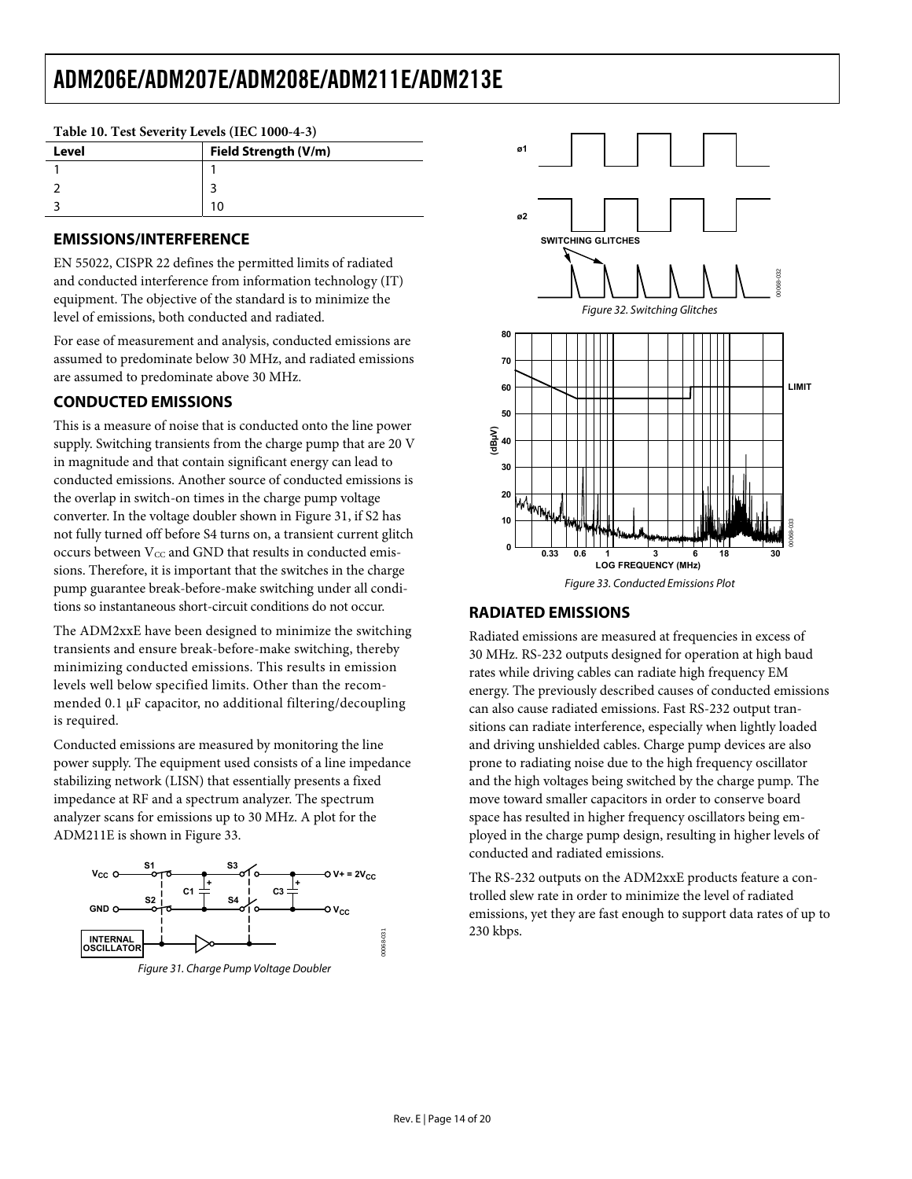**Table 10. Test Severity Levels (IEC 1000-4-3)**

| Level | Field Strength (V/m) |
|---|---|
| 1 | 1 |
| 2 | 3 |
| 3 | 10 |

## EMISSIONS/INTERFERENCE

EN 55022, CISPR 22 defines the permitted limits of radiated and conducted interference from information technology (IT) equipment. The objective of the standard is to minimize the level of emissions, both conducted and radiated.

For ease of measurement and analysis, conducted emissions are assumed to predominate below 30 MHz, and radiated emissions are assumed to predominate above 30 MHz.

## CONDUCTED EMISSIONS

This is a measure of noise that is conducted onto the line power supply. Switching transients from the charge pump that are 20 V in magnitude and that contain significant energy can lead to conducted emissions. Another source of conducted emissions is the overlap in switch-on times in the charge pump voltage converter. In the voltage doubler shown in Figure 31, if S2 has not fully turned off before S4 turns on, a transient current glitch occurs between $V_{CC}$ and GND that results in conducted emissions. Therefore, it is important that the switches in the charge pump guarantee break-before-make switching under all conditions so instantaneous short-circuit conditions do not occur.

The ADM2xxE have been designed to minimize the switching transients and ensure break-before-make switching, thereby minimizing conducted emissions. This results in emission levels well below specified limits. Other than the recommended 0.1 μF capacitor, no additional filtering/decoupling is required.

Conducted emissions are measured by monitoring the line power supply. The equipment used consists of a line impedance stabilizing network (LISN) that essentially presents a fixed impedance at RF and a spectrum analyzer. The spectrum analyzer scans for emissions up to 30 MHz. A plot for the ADM211E is shown in Figure 33.

*Figure 31. Charge Pump Voltage Doubler*

*Figure 32. Switching Glitches*

*Figure 33. Conducted Emissions Plot*

## RADIATED EMISSIONS

Radiated emissions are measured at frequencies in excess of 30 MHz. RS-232 outputs designed for operation at high baud rates while driving cables can radiate high frequency EM energy. The previously described causes of conducted emissions can also cause radiated emissions. Fast RS-232 output transitions can radiate interference, especially when lightly loaded and driving unshielded cables. Charge pump devices are also prone to radiating noise due to the high frequency oscillator and the high voltages being switched by the charge pump. The move toward smaller capacitors in order to conserve board space has resulted in higher frequency oscillators being employed in the charge pump design, resulting in higher levels of conducted and radiated emissions.

The RS-232 outputs on the ADM2xxE products feature a controlled slew rate in order to minimize the level of radiated emissions, yet they are fast enough to support data rates of up to 230 kbps.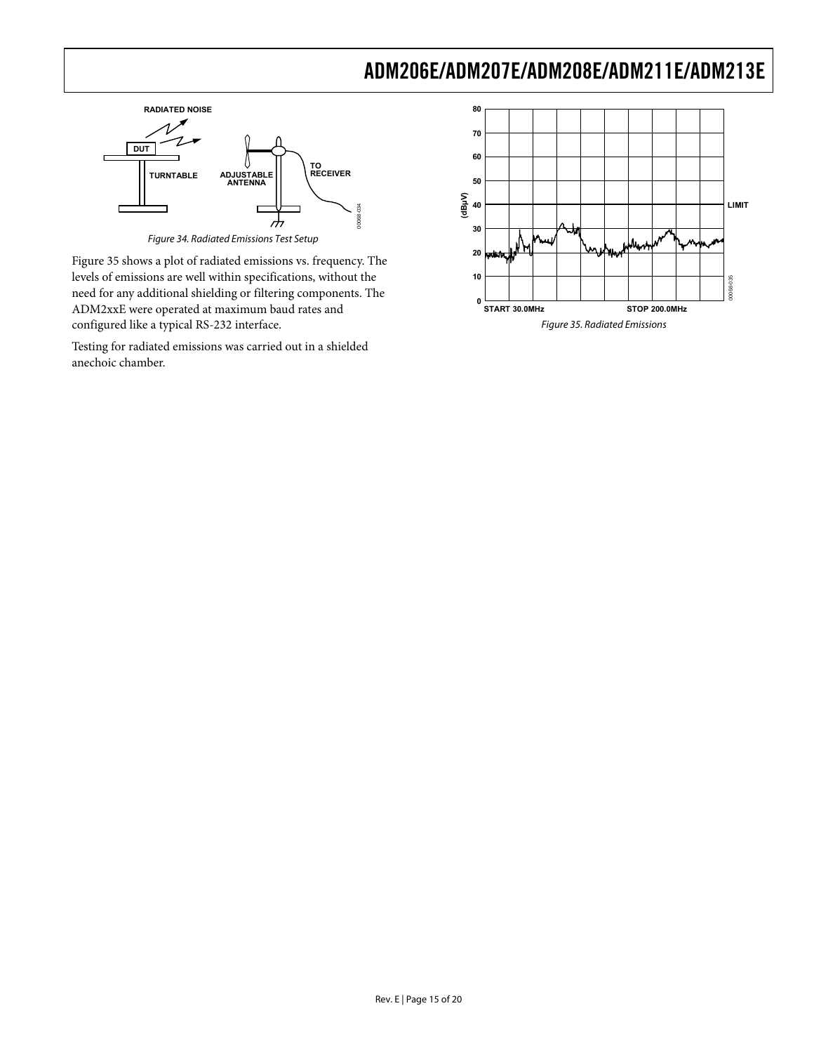Figure 34. Radiated Emissions Test Setup

Figure 35 shows a plot of radiated emissions vs. frequency. The levels of emissions are well within specifications, without the need for any additional shielding or filtering components. The ADM2xxE were operated at maximum baud rates and configured like a typical RS-232 interface.

Testing for radiated emissions was carried out in a shielded anechoic chamber.

Figure 35. Radiated Emissions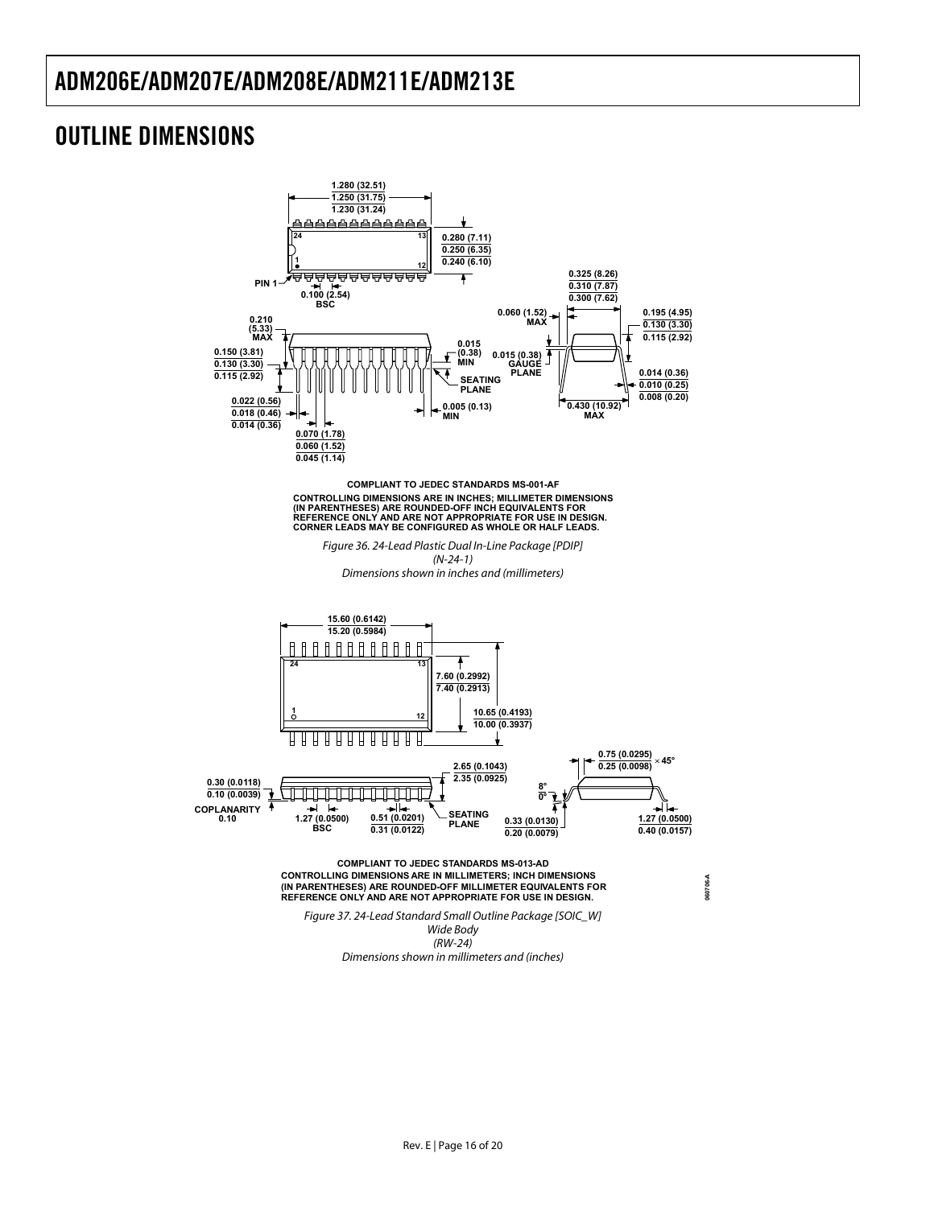## OUTLINE DIMENSIONS

COMPLIANT TO JEDEC STANDARDS MS-001-AF

CONTROLLING DIMENSIONS ARE IN INCHES; MILLIMETER DIMENSIONS (IN PARENTHESES) ARE ROUNDED-OFF INCH EQUIVALENTS FOR REFERENCE ONLY AND ARE NOT APPROPRIATE FOR USE IN DESIGN. CORNER LEADS MAY BE CONFIGURED AS WHOLE OR HALF LEADS.

*Figure 36. 24-Lead Plastic Dual In-Line Package [PDIP] (N-24-1) Dimensions shown in inches and (millimeters)*

COMPLIANT TO JEDEC STANDARDS MS-013-AD

CONTROLLING DIMENSIONS ARE IN MILLIMETERS; INCH DIMENSIONS (IN PARENTHESES) ARE ROUNDED-OFF MILLIMETER EQUIVALENTS FOR REFERENCE ONLY AND ARE NOT APPROPRIATE FOR USE IN DESIGN.

*Figure 37. 24-Lead Standard Small Outline Package [SOIC_W] Wide Body (RW-24) Dimensions shown in millimeters and (inches)*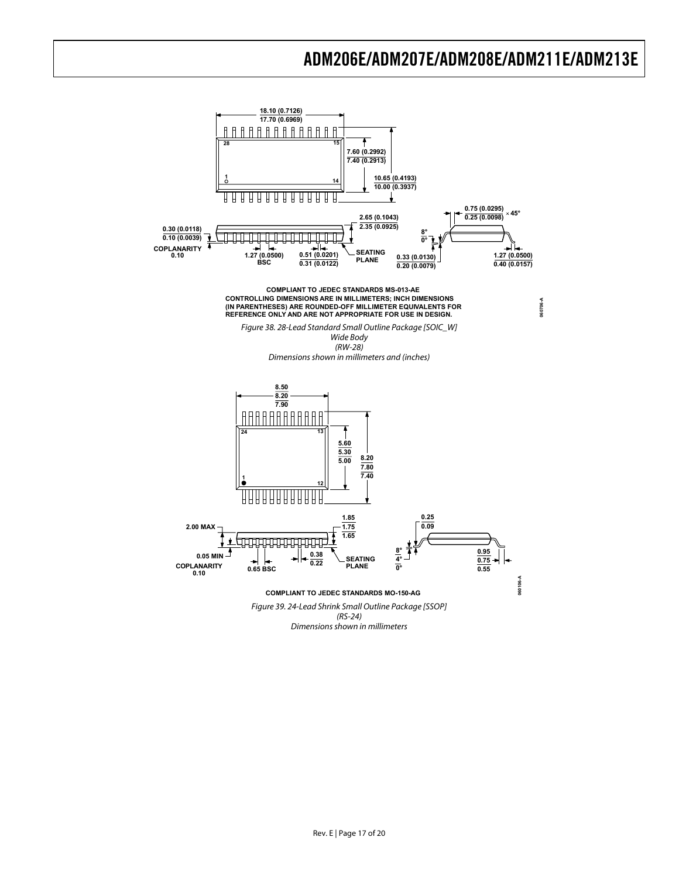COMPLIANT TO JEDEC STANDARDS MS-013-AE
CONTROLLING DIMENSIONS ARE IN MILLIMETERS; INCH DIMENSIONS (IN PARENTHESES) ARE ROUNDED-OFF MILLIMETER EQUIVALENTS FOR REFERENCE ONLY AND ARE NOT APPROPRIATE FOR USE IN DESIGN.

*Figure 38. 28-Lead Standard Small Outline Package [SOIC_W] Wide Body (RW-28) Dimensions shown in millimeters and (inches)*

COMPLIANT TO JEDEC STANDARDS MO-150-AG

*Figure 39. 24-Lead Shrink Small Outline Package [SSOP] (RS-24) Dimensions shown in millimeters*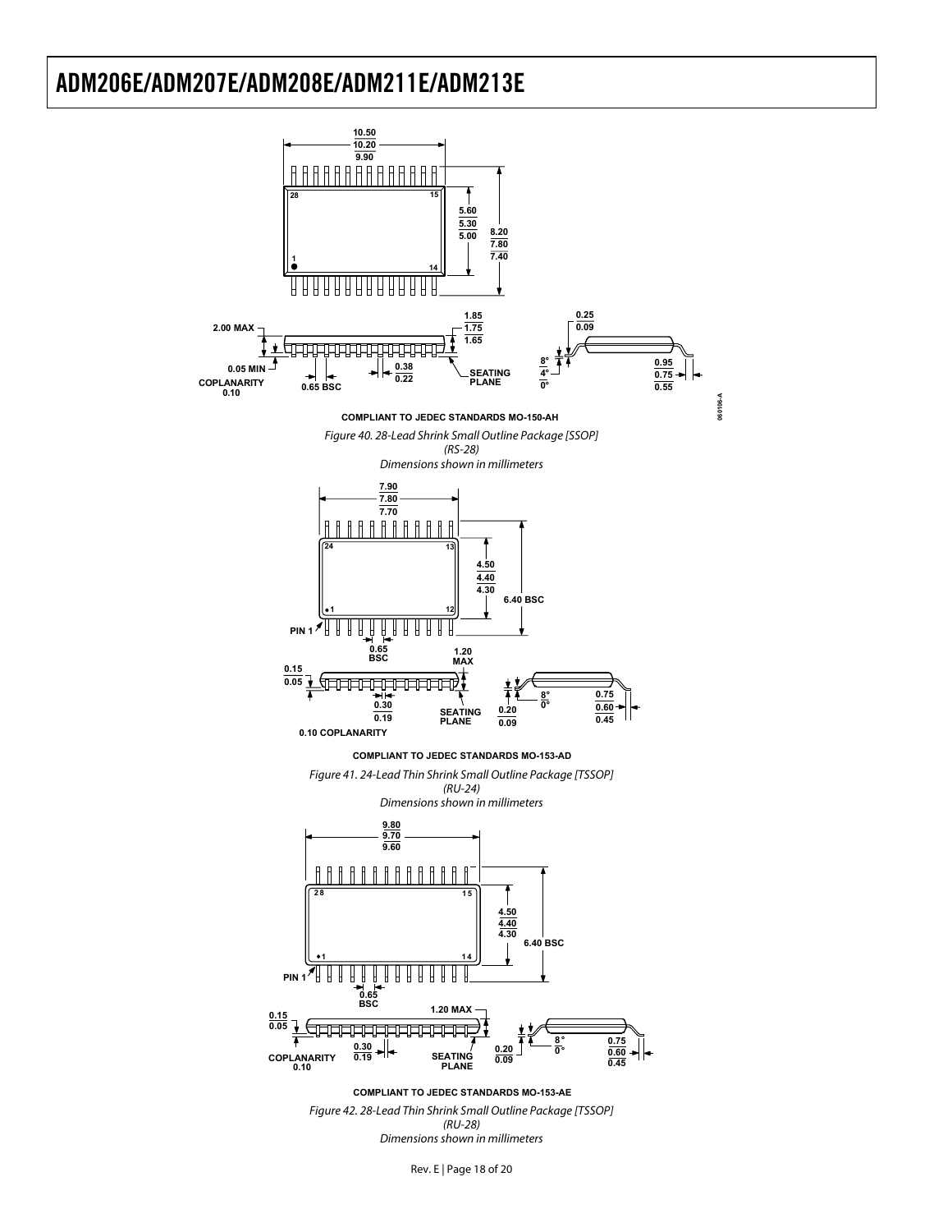COMPLIANT TO JEDEC STANDARDS MO-150-AH

Figure 40. 28-Lead Shrink Small Outline Package [SSOP] (RS-28) Dimensions shown in millimeters

COMPLIANT TO JEDEC STANDARDS MO-153-AD

Figure 41. 24-Lead Thin Shrink Small Outline Package [TSSOP] (RU-24) Dimensions shown in millimeters

COMPLIANT TO JEDEC STANDARDS MO-153-AE

Figure 42. 28-Lead Thin Shrink Small Outline Package [TSSOP] (RU-28) Dimensions shown in millimeters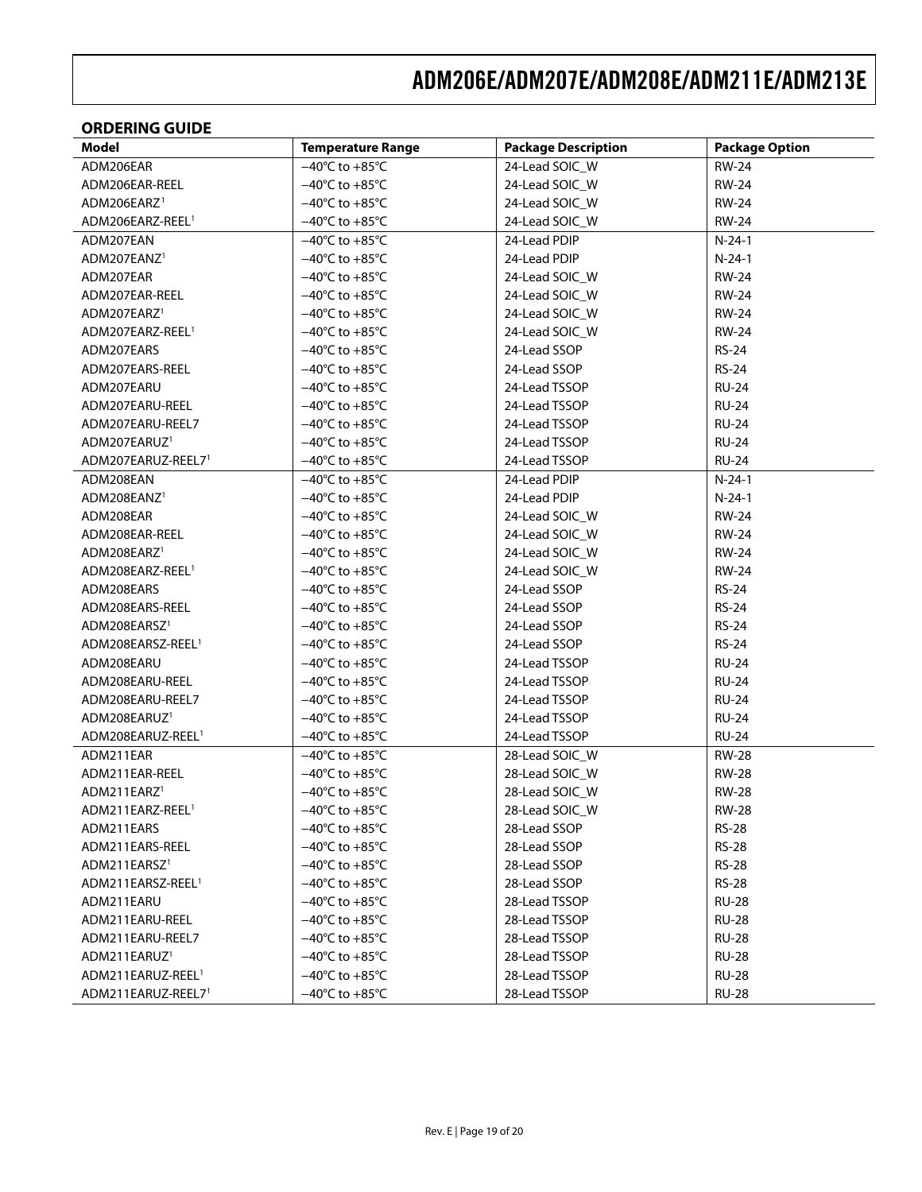## ORDERING GUIDE

| Model | Temperature Range | Package Description | Package Option |
|---|---|---|---|
| ADM206EAR | −40°C to +85°C | 24-Lead SOIC_W | RW-24 |
| ADM206EAR-REEL | −40°C to +85°C | 24-Lead SOIC_W | RW-24 |
| ADM206EARZ[1] | −40°C to +85°C | 24-Lead SOIC_W | RW-24 |
| ADM206EARZ-REEL[1] | −40°C to +85°C | 24-Lead SOIC_W | RW-24 |
| ADM207EAN | −40°C to +85°C | 24-Lead PDIP | N-24-1 |
| ADM207EANZ[1] | −40°C to +85°C | 24-Lead PDIP | N-24-1 |
| ADM207EAR | −40°C to +85°C | 24-Lead SOIC_W | RW-24 |
| ADM207EAR-REEL | −40°C to +85°C | 24-Lead SOIC_W | RW-24 |
| ADM207EARZ[1] | −40°C to +85°C | 24-Lead SOIC_W | RW-24 |
| ADM207EARZ-REEL[1] | −40°C to +85°C | 24-Lead SOIC_W | RW-24 |
| ADM207EARS | −40°C to +85°C | 24-Lead SSOP | RS-24 |
| ADM207EARS-REEL | −40°C to +85°C | 24-Lead SSOP | RS-24 |
| ADM207EARU | −40°C to +85°C | 24-Lead TSSOP | RU-24 |
| ADM207EARU-REEL | −40°C to +85°C | 24-Lead TSSOP | RU-24 |
| ADM207EARU-REEL7 | −40°C to +85°C | 24-Lead TSSOP | RU-24 |
| ADM207EARUZ[1] | −40°C to +85°C | 24-Lead TSSOP | RU-24 |
| ADM207EARUZ-REEL7[1] | −40°C to +85°C | 24-Lead TSSOP | RU-24 |
| ADM208EAN | −40°C to +85°C | 24-Lead PDIP | N-24-1 |
| ADM208EANZ[1] | −40°C to +85°C | 24-Lead PDIP | N-24-1 |
| ADM208EAR | −40°C to +85°C | 24-Lead SOIC_W | RW-24 |
| ADM208EAR-REEL | −40°C to +85°C | 24-Lead SOIC_W | RW-24 |
| ADM208EARZ[1] | −40°C to +85°C | 24-Lead SOIC_W | RW-24 |
| ADM208EARZ-REEL[1] | −40°C to +85°C | 24-Lead SOIC_W | RW-24 |
| ADM208EARS | −40°C to +85°C | 24-Lead SSOP | RS-24 |
| ADM208EARS-REEL | −40°C to +85°C | 24-Lead SSOP | RS-24 |
| ADM208EARSZ[1] | −40°C to +85°C | 24-Lead SSOP | RS-24 |
| ADM208EARSZ-REEL[1] | −40°C to +85°C | 24-Lead SSOP | RS-24 |
| ADM208EARU | −40°C to +85°C | 24-Lead TSSOP | RU-24 |
| ADM208EARU-REEL | −40°C to +85°C | 24-Lead TSSOP | RU-24 |
| ADM208EARU-REEL7 | −40°C to +85°C | 24-Lead TSSOP | RU-24 |
| ADM208EARUZ[1] | −40°C to +85°C | 24-Lead TSSOP | RU-24 |
| ADM208EARUZ-REEL[1] | −40°C to +85°C | 24-Lead TSSOP | RU-24 |
| ADM211EAR | −40°C to +85°C | 28-Lead SOIC_W | RW-28 |
| ADM211EAR-REEL | −40°C to +85°C | 28-Lead SOIC_W | RW-28 |
| ADM211EARZ[1] | −40°C to +85°C | 28-Lead SOIC_W | RW-28 |
| ADM211EARZ-REEL[1] | −40°C to +85°C | 28-Lead SOIC_W | RW-28 |
| ADM211EARS | −40°C to +85°C | 28-Lead SSOP | RS-28 |
| ADM211EARS-REEL | −40°C to +85°C | 28-Lead SSOP | RS-28 |
| ADM211EARSZ[1] | −40°C to +85°C | 28-Lead SSOP | RS-28 |
| ADM211EARSZ-REEL[1] | −40°C to +85°C | 28-Lead SSOP | RS-28 |
| ADM211EARU | −40°C to +85°C | 28-Lead TSSOP | RU-28 |
| ADM211EARU-REEL | −40°C to +85°C | 28-Lead TSSOP | RU-28 |
| ADM211EARU-REEL7 | −40°C to +85°C | 28-Lead TSSOP | RU-28 |
| ADM211EARUZ[1] | −40°C to +85°C | 28-Lead TSSOP | RU-28 |
| ADM211EARUZ-REEL[1] | −40°C to +85°C | 28-Lead TSSOP | RU-28 |
| ADM211EARUZ-REEL7[1] | −40°C to +85°C | 28-Lead TSSOP | RU-28 |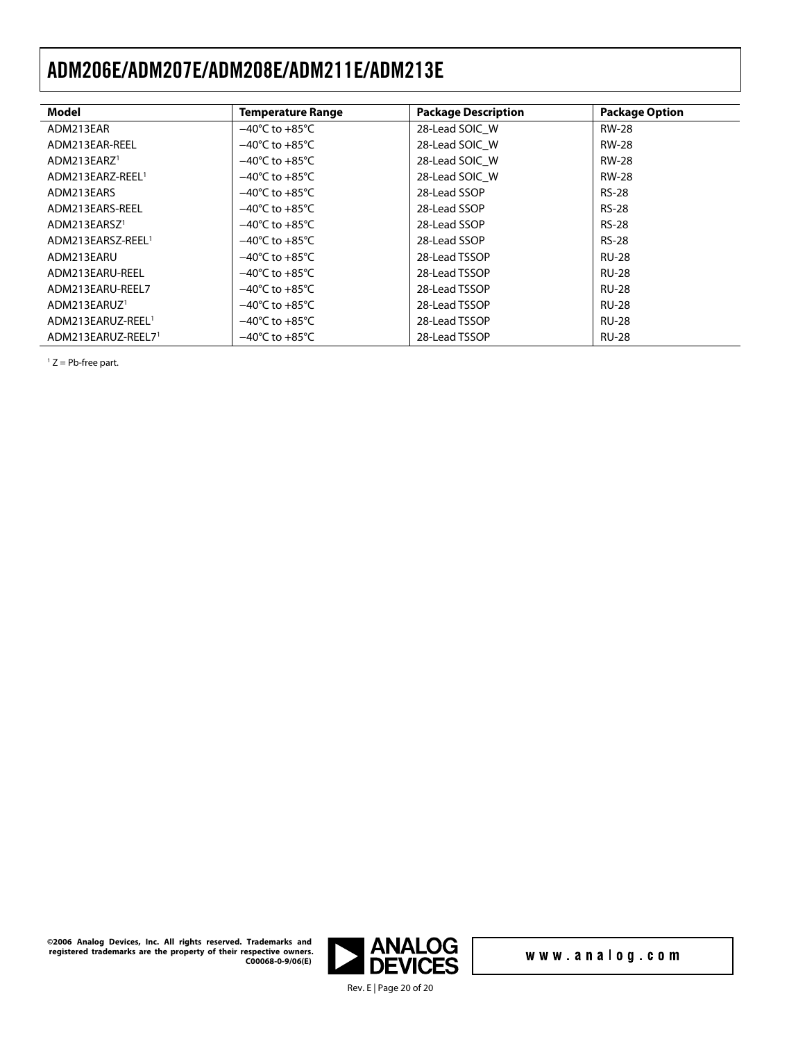| Model | Temperature Range | Package Description | Package Option |
|---|---|---|---|
| ADM213EAR | −40°C to +85°C | 28-Lead SOIC_W | RW-28 |
| ADM213EAR-REEL | −40°C to +85°C | 28-Lead SOIC_W | RW-28 |
| ADM213EARZ[1] | −40°C to +85°C | 28-Lead SOIC_W | RW-28 |
| ADM213EARZ-REEL[1] | −40°C to +85°C | 28-Lead SOIC_W | RW-28 |
| ADM213EARS | −40°C to +85°C | 28-Lead SSOP | RS-28 |
| ADM213EARS-REEL | −40°C to +85°C | 28-Lead SSOP | RS-28 |
| ADM213EARSZ[1] | −40°C to +85°C | 28-Lead SSOP | RS-28 |
| ADM213EARSZ-REEL[1] | −40°C to +85°C | 28-Lead SSOP | RS-28 |
| ADM213EARU | −40°C to +85°C | 28-Lead TSSOP | RU-28 |
| ADM213EARU-REEL | −40°C to +85°C | 28-Lead TSSOP | RU-28 |
| ADM213EARU-REEL7 | −40°C to +85°C | 28-Lead TSSOP | RU-28 |
| ADM213EARUZ[1] | −40°C to +85°C | 28-Lead TSSOP | RU-28 |
| ADM213EARUZ-REEL[1] | −40°C to +85°C | 28-Lead TSSOP | RU-28 |
| ADM213EARUZ-REEL7[1] | −40°C to +85°C | 28-Lead TSSOP | RU-28 |

[1] Z = Pb-free part.

**©2006 Analog Devices, Inc. All rights reserved. Trademarks and registered trademarks are the property of their respective owners. C00068-0-9/06(E)**

www.analog.com